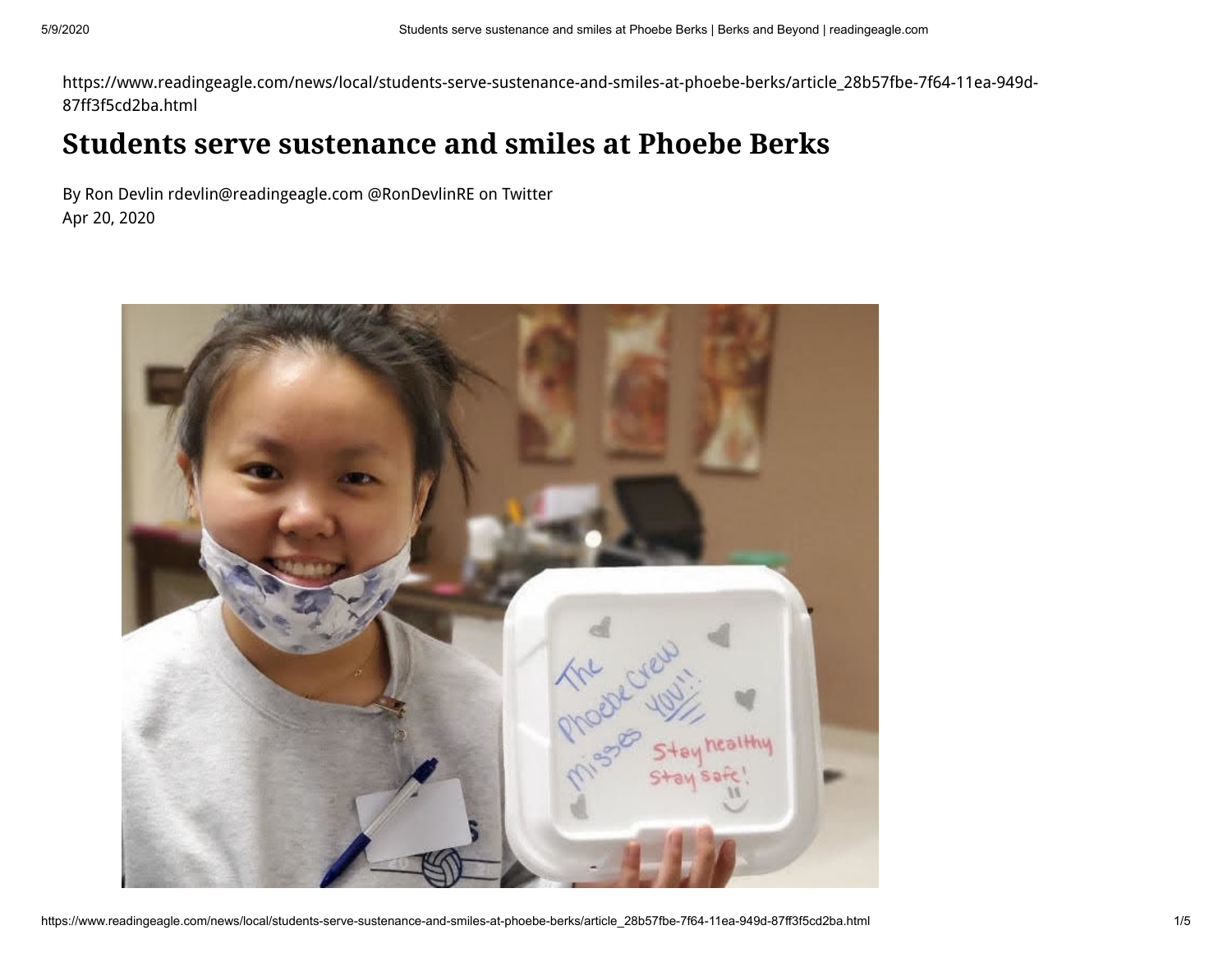https://www.readingeagle.com/news/local/students-serve-sustenance-and-smiles-at-phoebe-berks/article_28b57fbe-7f64-11ea-949d-87ff3f5cd2ba.html

# Students serve sustenance and smiles at Phoebe Berks

By Ron Devlin rdevlin@readingeagle.com @RonDevlinRE on Twitter
Apr 20, 2020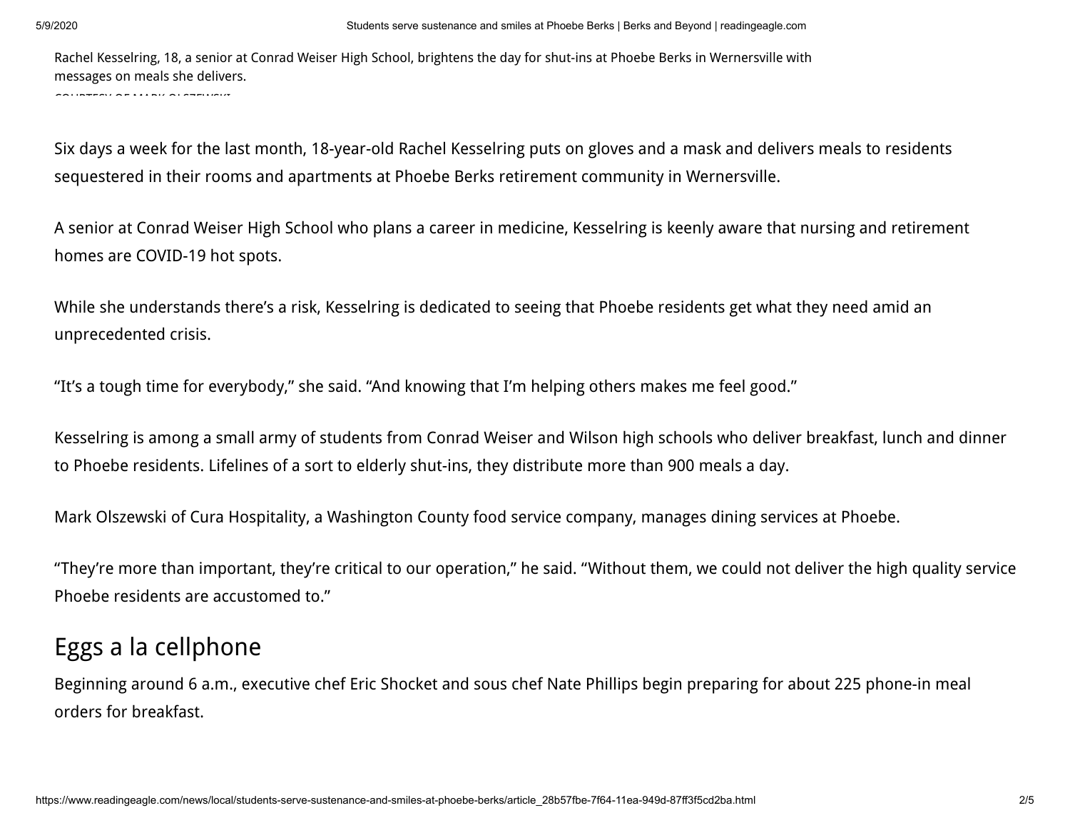Rachel Kesselring, 18, a senior at Conrad Weiser High School, brightens the day for shut-ins at Phoebe Berks in Wernersville with messages on meals she delivers.

COURTESY OF MARK OLSZEWSKI

Six days a week for the last month, 18-year-old Rachel Kesselring puts on gloves and a mask and delivers meals to residents sequestered in their rooms and apartments at Phoebe Berks retirement community in Wernersville.

A senior at Conrad Weiser High School who plans a career in medicine, Kesselring is keenly aware that nursing and retirement homes are COVID-19 hot spots.

While she understands there's a risk, Kesselring is dedicated to seeing that Phoebe residents get what they need amid an unprecedented crisis.

"It's a tough time for everybody," she said. "And knowing that I'm helping others makes me feel good."

Kesselring is among a small army of students from Conrad Weiser and Wilson high schools who deliver breakfast, lunch and dinner to Phoebe residents. Lifelines of a sort to elderly shut-ins, they distribute more than 900 meals a day.

Mark Olszewski of Cura Hospitality, a Washington County food service company, manages dining services at Phoebe.

"They're more than important, they're critical to our operation," he said. "Without them, we could not deliver the high quality service Phoebe residents are accustomed to."

## Eggs a la cellphone

Beginning around 6 a.m., executive chef Eric Shocket and sous chef Nate Phillips begin preparing for about 225 phone-in meal orders for breakfast.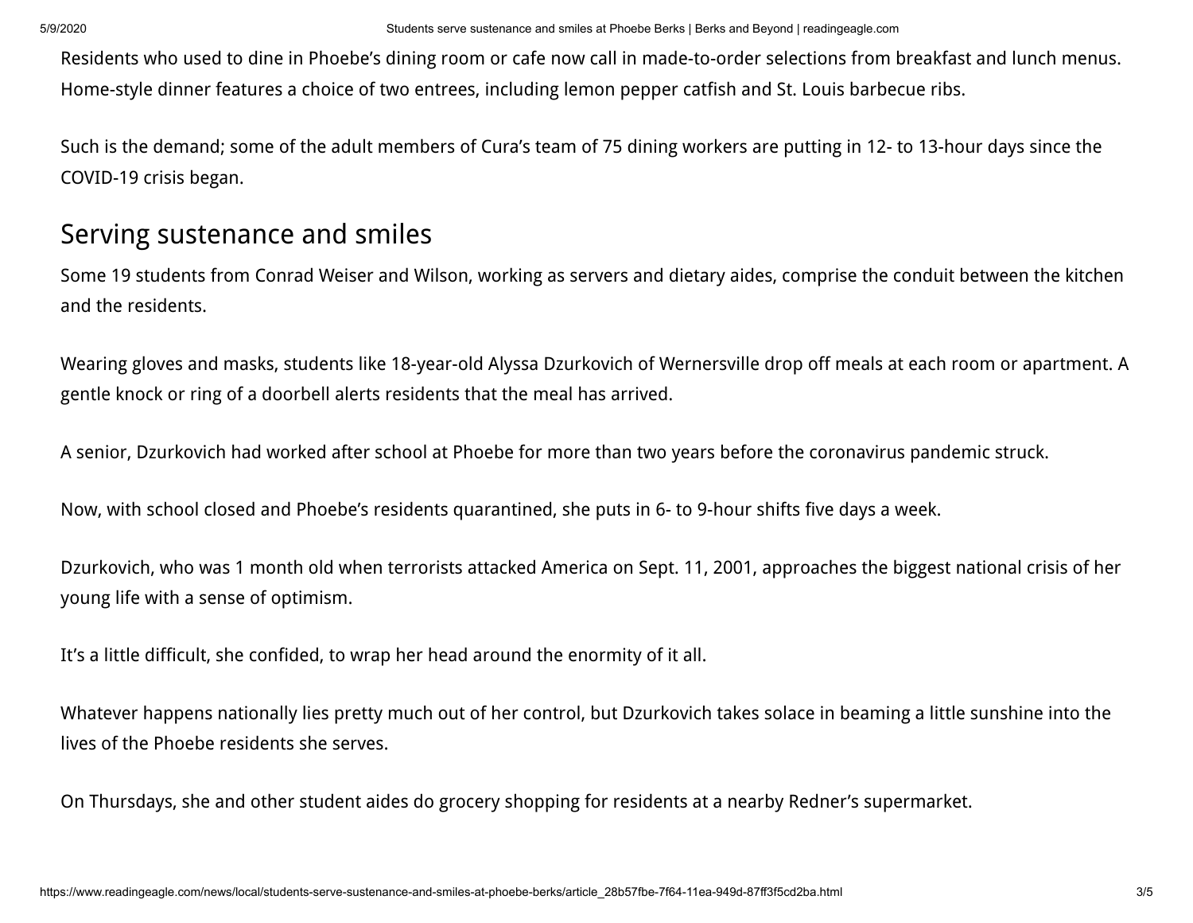Residents who used to dine in Phoebe's dining room or cafe now call in made-to-order selections from breakfast and lunch menus. Home-style dinner features a choice of two entrees, including lemon pepper catfish and St. Louis barbecue ribs.

Such is the demand; some of the adult members of Cura's team of 75 dining workers are putting in 12- to 13-hour days since the COVID-19 crisis began.

## Serving sustenance and smiles

Some 19 students from Conrad Weiser and Wilson, working as servers and dietary aides, comprise the conduit between the kitchen and the residents.

Wearing gloves and masks, students like 18-year-old Alyssa Dzurkovich of Wernersville drop off meals at each room or apartment. A gentle knock or ring of a doorbell alerts residents that the meal has arrived.

A senior, Dzurkovich had worked after school at Phoebe for more than two years before the coronavirus pandemic struck.

Now, with school closed and Phoebe's residents quarantined, she puts in 6- to 9-hour shifts five days a week.

Dzurkovich, who was 1 month old when terrorists attacked America on Sept. 11, 2001, approaches the biggest national crisis of her young life with a sense of optimism.

It's a little difficult, she confided, to wrap her head around the enormity of it all.

Whatever happens nationally lies pretty much out of her control, but Dzurkovich takes solace in beaming a little sunshine into the lives of the Phoebe residents she serves.

On Thursdays, she and other student aides do grocery shopping for residents at a nearby Redner's supermarket.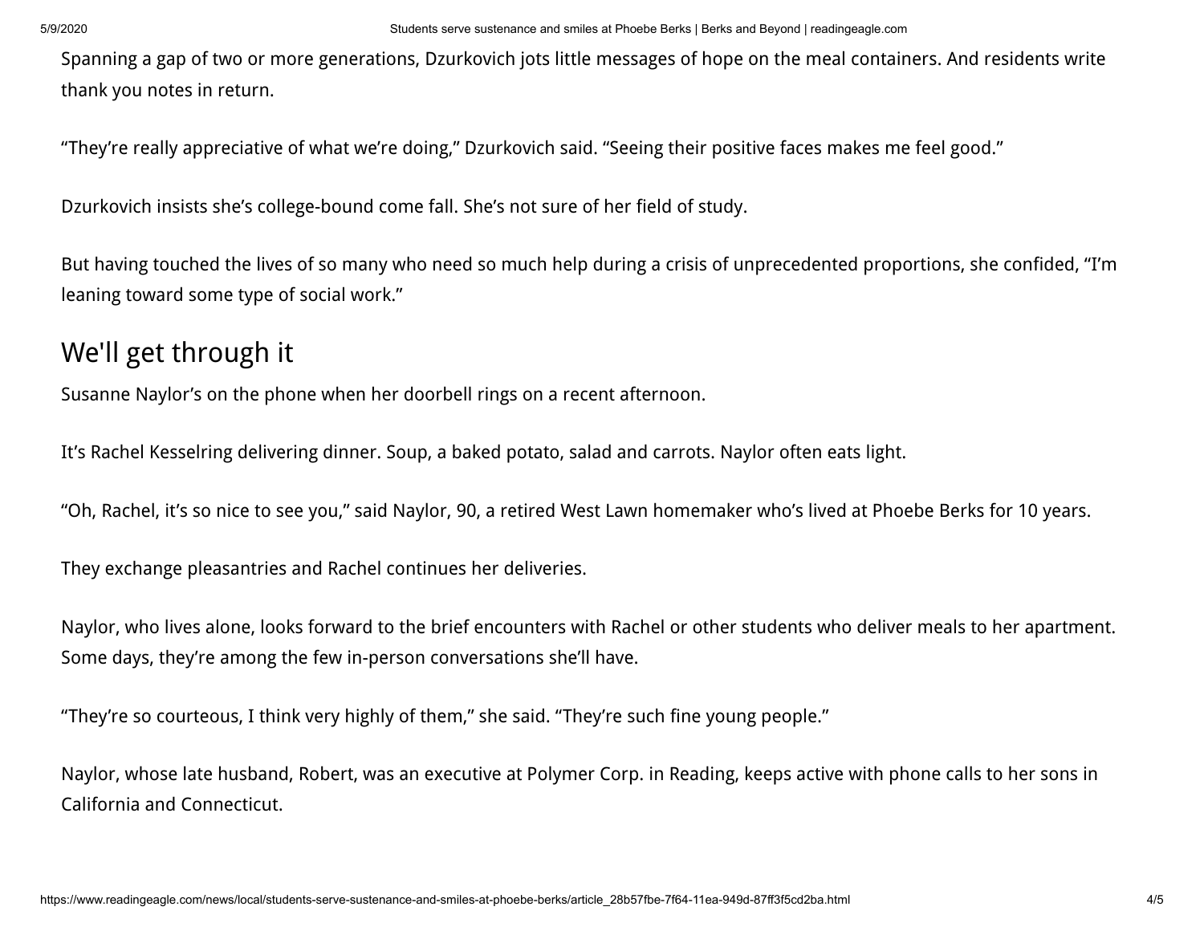Spanning a gap of two or more generations, Dzurkovich jots little messages of hope on the meal containers. And residents write thank you notes in return.

"They're really appreciative of what we're doing," Dzurkovich said. "Seeing their positive faces makes me feel good."

Dzurkovich insists she's college-bound come fall. She's not sure of her field of study.

But having touched the lives of so many who need so much help during a crisis of unprecedented proportions, she confided, "I'm leaning toward some type of social work."

## We'll get through it

Susanne Naylor's on the phone when her doorbell rings on a recent afternoon.

It's Rachel Kesselring delivering dinner. Soup, a baked potato, salad and carrots. Naylor often eats light.

"Oh, Rachel, it's so nice to see you," said Naylor, 90, a retired West Lawn homemaker who's lived at Phoebe Berks for 10 years.

They exchange pleasantries and Rachel continues her deliveries.

Naylor, who lives alone, looks forward to the brief encounters with Rachel or other students who deliver meals to her apartment. Some days, they're among the few in-person conversations she'll have.

"They're so courteous, I think very highly of them," she said. "They're such fine young people."

Naylor, whose late husband, Robert, was an executive at Polymer Corp. in Reading, keeps active with phone calls to her sons in California and Connecticut.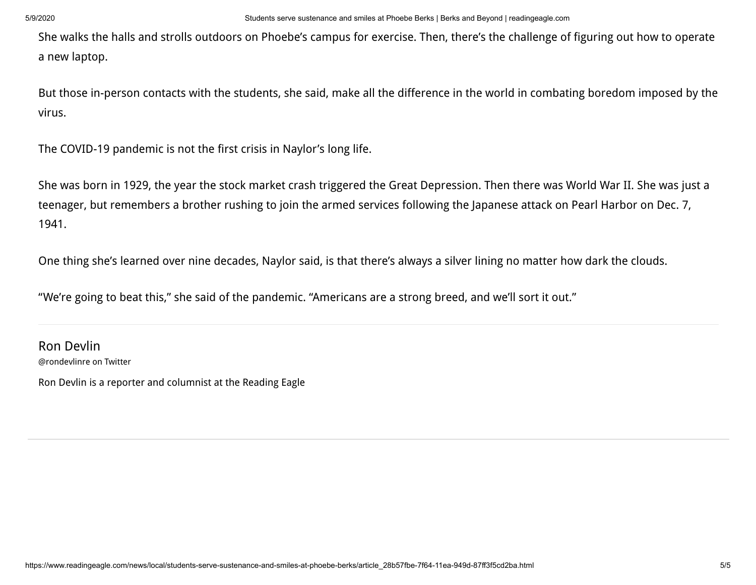She walks the halls and strolls outdoors on Phoebe's campus for exercise. Then, there's the challenge of figuring out how to operate a new laptop.

But those in-person contacts with the students, she said, make all the difference in the world in combating boredom imposed by the virus.

The COVID-19 pandemic is not the first crisis in Naylor's long life.

She was born in 1929, the year the stock market crash triggered the Great Depression. Then there was World War II. She was just a teenager, but remembers a brother rushing to join the armed services following the Japanese attack on Pearl Harbor on Dec. 7, 1941.

One thing she's learned over nine decades, Naylor said, is that there's always a silver lining no matter how dark the clouds.

"We're going to beat this," she said of the pandemic. "Americans are a strong breed, and we'll sort it out."

---

Ron Devlin

@rondevlinre on Twitter

Ron Devlin is a reporter and columnist at the Reading Eagle